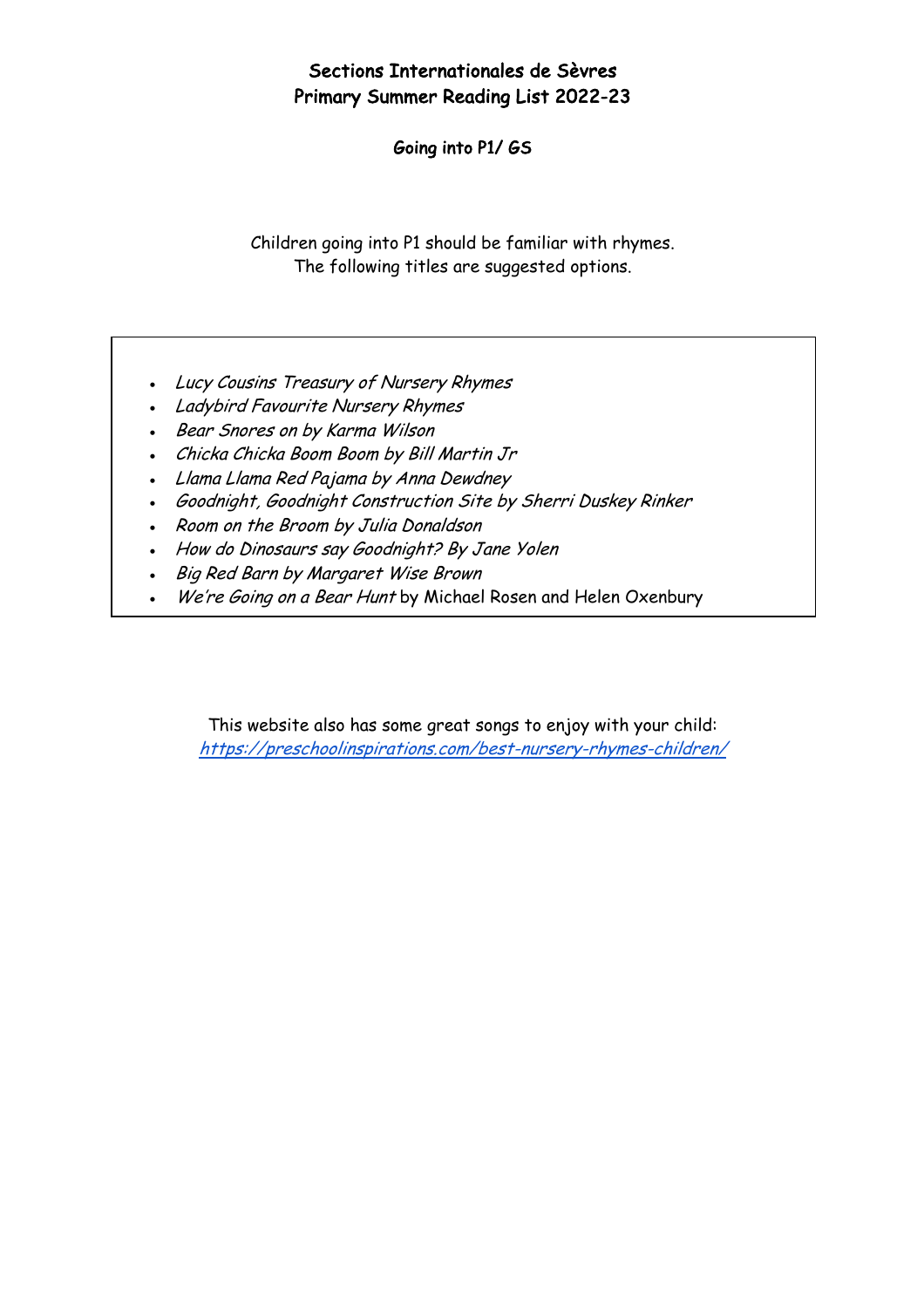# Sections Internationales de Sèvres
# Primary Summer Reading List 2022-23

## Going into P1/ GS

Children going into P1 should be familiar with rhymes.
The following titles are suggested options.

- *Lucy Cousins Treasury of Nursery Rhymes*
- *Ladybird Favourite Nursery Rhymes*
- *Bear Snores on by Karma Wilson*
- *Chicka Chicka Boom Boom by Bill Martin Jr*
- *Llama Llama Red Pajama by Anna Dewdney*
- *Goodnight, Goodnight Construction Site by Sherri Duskey Rinker*
- *Room on the Broom by Julia Donaldson*
- *How do Dinosaurs say Goodnight? By Jane Yolen*
- *Big Red Barn by Margaret Wise Brown*
- *We're Going on a Bear Hunt* by Michael Rosen and Helen Oxenbury

This website also has some great songs to enjoy with your child:
[https://preschoolinspirations.com/best-nursery-rhymes-children/](https://preschoolinspirations.com/best-nursery-rhymes-children/)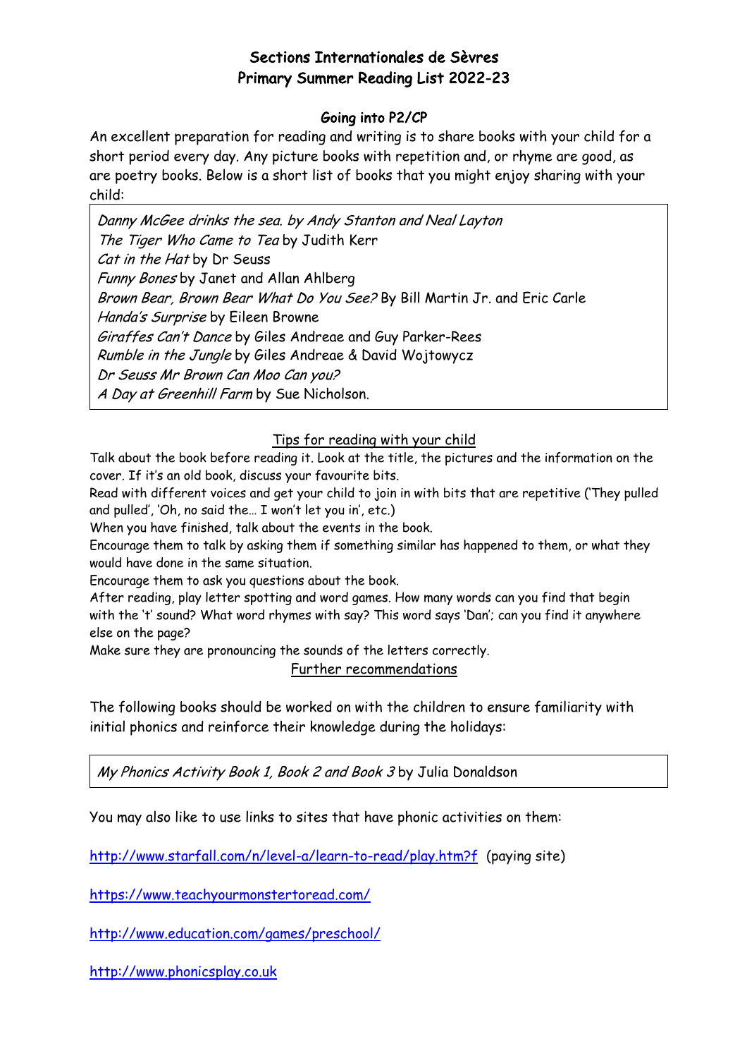# Sections Internationales de Sèvres
# Primary Summer Reading List 2022-23

## Going into P2/CP

An excellent preparation for reading and writing is to share books with your child for a short period every day. Any picture books with repetition and, or rhyme are good, as are poetry books. Below is a short list of books that you might enjoy sharing with your child:

*Danny McGee drinks the sea. by Andy Stanton and Neal Layton*
*The Tiger Who Came to Tea* by Judith Kerr
*Cat in the Hat* by Dr Seuss
*Funny Bones* by Janet and Allan Ahlberg
*Brown Bear, Brown Bear What Do You See?* By Bill Martin Jr. and Eric Carle
*Handa's Surprise* by Eileen Browne
*Giraffes Can't Dance* by Giles Andreae and Guy Parker-Rees
*Rumble in the Jungle* by Giles Andreae & David Wojtowycz
*Dr Seuss Mr Brown Can Moo Can you?*
*A Day at Greenhill Farm* by Sue Nicholson.

### Tips for reading with your child

Talk about the book before reading it. Look at the title, the pictures and the information on the cover. If it's an old book, discuss your favourite bits.
Read with different voices and get your child to join in with bits that are repetitive ('They pulled and pulled', 'Oh, no said the… I won't let you in', etc.)
When you have finished, talk about the events in the book.
Encourage them to talk by asking them if something similar has happened to them, or what they would have done in the same situation.
Encourage them to ask you questions about the book.
After reading, play letter spotting and word games. How many words can you find that begin with the 't' sound? What word rhymes with say? This word says 'Dan'; can you find it anywhere else on the page?
Make sure they are pronouncing the sounds of the letters correctly.

### Further recommendations

The following books should be worked on with the children to ensure familiarity with initial phonics and reinforce their knowledge during the holidays:

*My Phonics Activity Book 1, Book 2 and Book 3* by Julia Donaldson

You may also like to use links to sites that have phonic activities on them:

http://www.starfall.com/n/level-a/learn-to-read/play.htm?f (paying site)

https://www.teachyourmonstertoread.com/

http://www.education.com/games/preschool/

http://www.phonicsplay.co.uk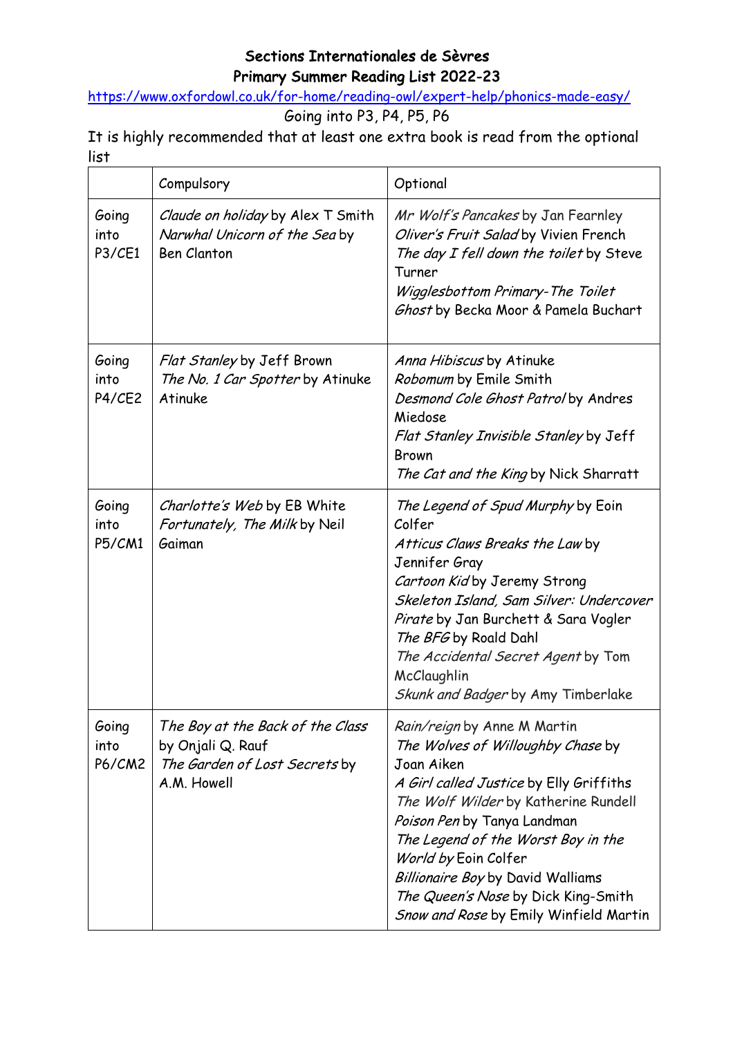# Sections Internationales de Sèvres

## Primary Summer Reading List 2022-23

https://www.oxfordowl.co.uk/for-home/reading-owl/expert-help/phonics-made-easy/

Going into P3, P4, P5, P6

It is highly recommended that at least one extra book is read from the optional list

| | Compulsory | Optional |
|---|---|---|
| Going into P3/CE1 | *Claude on holiday* by Alex T Smith<br>*Narwhal Unicorn of the Sea* by Ben Clanton | *Mr Wolf's Pancakes* by Jan Fearnley<br>*Oliver's Fruit Salad* by Vivien French<br>*The day I fell down the toilet* by Steve Turner<br>*Wigglesbottom Primary- The Toilet Ghost* by Becka Moor & Pamela Buchart |
| Going into P4/CE2 | *Flat Stanley* by Jeff Brown<br>*The No. 1 Car Spotter* by Atinuke Atinuke | *Anna Hibiscus* by Atinuke<br>*Robomum* by Emile Smith<br>*Desmond Cole Ghost Patrol* by Andres Miedose<br>*Flat Stanley Invisible Stanley* by Jeff Brown<br>*The Cat and the King* by Nick Sharratt |
| Going into P5/CM1 | *Charlotte's Web* by EB White<br>*Fortunately, The Milk* by Neil Gaiman | *The Legend of Spud Murphy* by Eoin Colfer<br>*Atticus Claws Breaks the Law* by Jennifer Gray<br>*Cartoon Kid* by Jeremy Strong<br>*Skeleton Island, Sam Silver: Undercover Pirate* by Jan Burchett & Sara Vogler<br>*The BFG* by Roald Dahl<br>*The Accidental Secret Agent* by Tom McClaughlin<br>*Skunk and Badger* by Amy Timberlake |
| Going into P6/CM2 | *The Boy at the Back of the Class* by Onjali Q. Rauf<br>*The Garden of Lost Secrets* by A.M. Howell | *Rain/reign* by Anne M Martin<br>*The Wolves of Willoughby Chase* by Joan Aiken<br>*A Girl called Justice* by Elly Griffiths<br>*The Wolf Wilder* by Katherine Rundell<br>*Poison Pen* by Tanya Landman<br>*The Legend of the Worst Boy in the World* by Eoin Colfer<br>*Billionaire Boy* by David Walliams<br>*The Queen's Nose* by Dick King-Smith<br>*Snow and Rose* by Emily Winfield Martin |